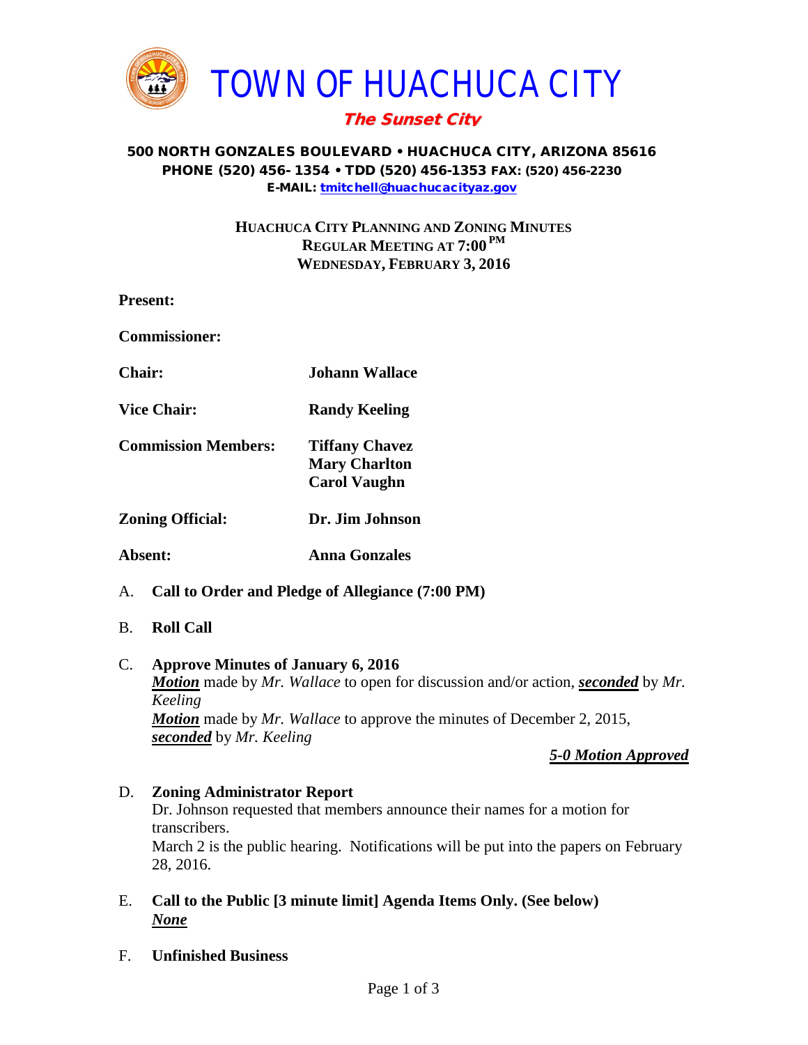# TOWN OF HUACHUCA CITY

*The Sunset City*

**500 NORTH GONZALES BOULEVARD • HUACHUCA CITY, ARIZONA 85616**
**PHONE (520) 456- 1354 • TDD (520) 456-1353 FAX: (520) 456-2230**
**E-MAIL: tmitchell@huachucacityaz.gov**

## HUACHUCA CITY PLANNING AND ZONING MINUTES
## REGULAR MEETING AT 7:00 PM
## WEDNESDAY, FEBRUARY 3, 2016

**Present:**

**Commissioner:**

| | |
|---|---|
| **Chair:** | **Johann Wallace** |
| **Vice Chair:** | **Randy Keeling** |
| **Commission Members:** | **Tiffany Chavez**<br>**Mary Charlton**<br>**Carol Vaughn** |
| **Zoning Official:** | **Dr. Jim Johnson** |
| **Absent:** | **Anna Gonzales** |

A. **Call to Order and Pledge of Allegiance (7:00 PM)**

B. **Roll Call**

C. **Approve Minutes of January 6, 2016**
***Motion*** made by *Mr. Wallace* to open for discussion and/or action, ***seconded*** by *Mr. Keeling*
***Motion*** made by *Mr. Wallace* to approve the minutes of December 2, 2015, ***seconded*** by *Mr. Keeling*

***5-0 Motion Approved***

D. **Zoning Administrator Report**
Dr. Johnson requested that members announce their names for a motion for transcribers.
March 2 is the public hearing. Notifications will be put into the papers on February 28, 2016.

E. **Call to the Public [3 minute limit] Agenda Items Only. (See below)**
***None***

F. **Unfinished Business**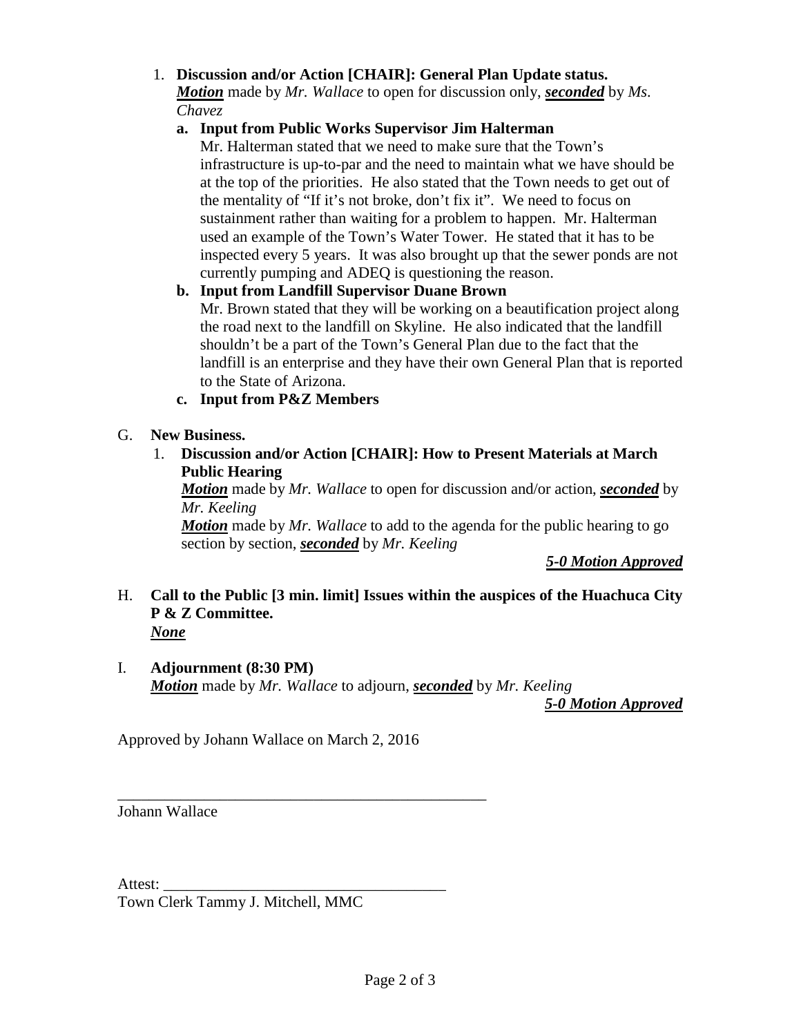1. **Discussion and/or Action [CHAIR]: General Plan Update status.**
   ***Motion*** made by *Mr. Wallace* to open for discussion only, ***seconded*** by *Ms. Chavez*

   **a. Input from Public Works Supervisor Jim Halterman**
   Mr. Halterman stated that we need to make sure that the Town's infrastructure is up-to-par and the need to maintain what we have should be at the top of the priorities. He also stated that the Town needs to get out of the mentality of "If it's not broke, don't fix it". We need to focus on sustainment rather than waiting for a problem to happen. Mr. Halterman used an example of the Town's Water Tower. He stated that it has to be inspected every 5 years. It was also brought up that the sewer ponds are not currently pumping and ADEQ is questioning the reason.

   **b. Input from Landfill Supervisor Duane Brown**
   Mr. Brown stated that they will be working on a beautification project along the road next to the landfill on Skyline. He also indicated that the landfill shouldn't be a part of the Town's General Plan due to the fact that the landfill is an enterprise and they have their own General Plan that is reported to the State of Arizona.

   **c. Input from P&Z Members**

G. **New Business.**

1. **Discussion and/or Action [CHAIR]: How to Present Materials at March Public Hearing**
   ***Motion*** made by *Mr. Wallace* to open for discussion and/or action, ***seconded*** by *Mr. Keeling*
   ***Motion*** made by *Mr. Wallace* to add to the agenda for the public hearing to go section by section, ***seconded*** by *Mr. Keeling*

   ***5-0 Motion Approved***

H. **Call to the Public [3 min. limit] Issues within the auspices of the Huachuca City P & Z Committee.**
   ***None***

I. **Adjournment (8:30 PM)**
   ***Motion*** made by *Mr. Wallace* to adjourn, ***seconded*** by *Mr. Keeling*

   ***5-0 Motion Approved***

Approved by Johann Wallace on March 2, 2016

_________________________________________________
Johann Wallace

Attest: ____________________________________
Town Clerk Tammy J. Mitchell, MMC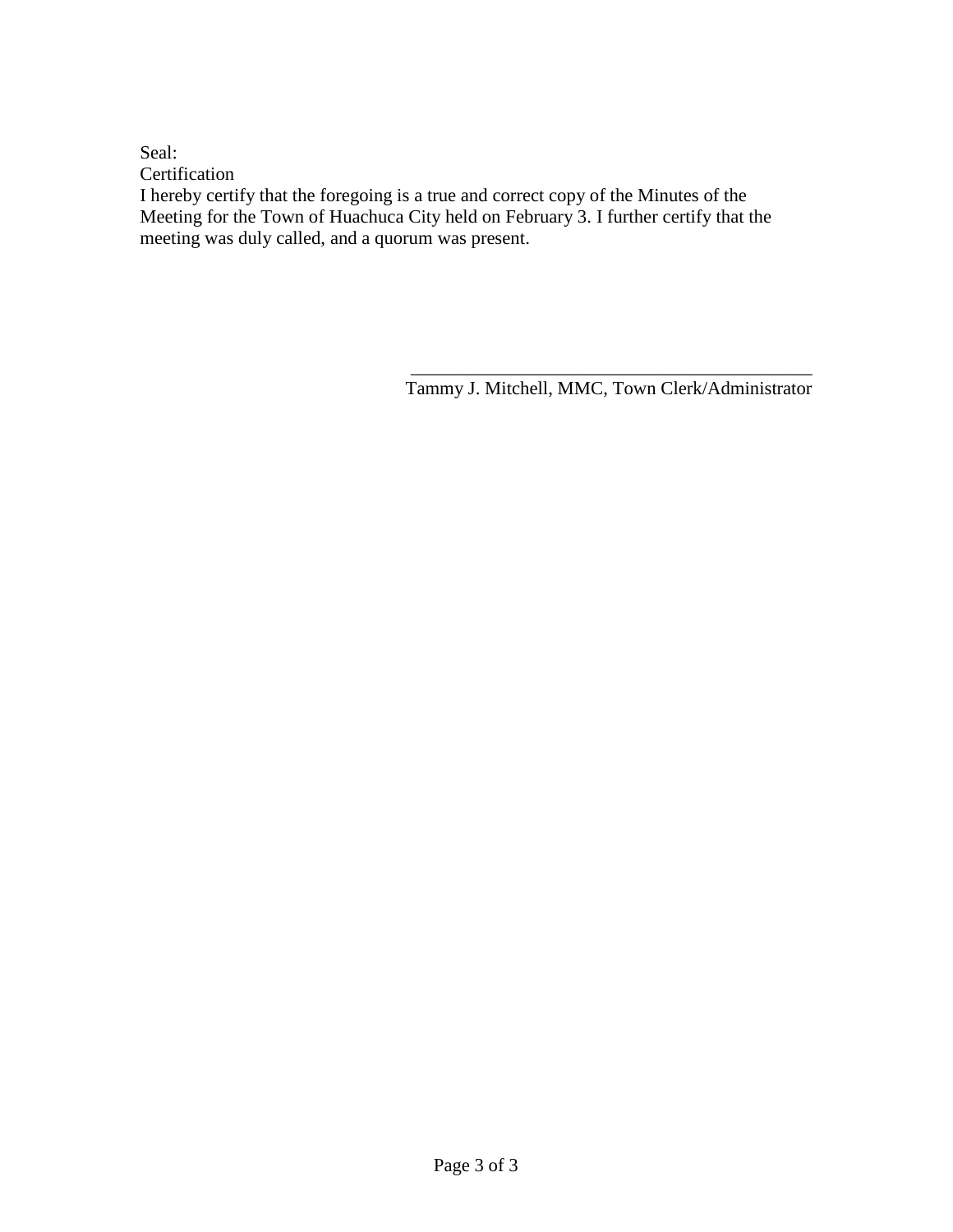Seal:

Certification

I hereby certify that the foregoing is a true and correct copy of the Minutes of the Meeting for the Town of Huachuca City held on February 3. I further certify that the meeting was duly called, and a quorum was present.

_____________________________________________

Tammy J. Mitchell, MMC, Town Clerk/Administrator